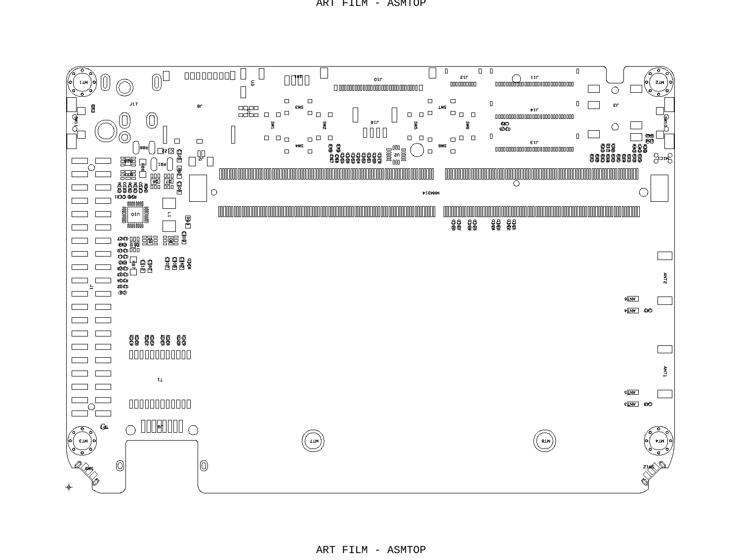ART FILM - ASMTOP

MT1 MT2 MT3 MT4 MT7 MT8

J17 J8 U3 J10 J12 J11 J3 J14 J13 J16 J2 J1 J9

SW1 SW2 SW3 SW4 SW5 SW6 SW7 SW8 SW9 SW10 SW11 SW12

U2 U10 L1 T1 MXM314

R88 R91 C22 MIC1

ANT1 ANT2 ANT3 ANT4 ANT5 ANT6

ART FILM - ASMTOP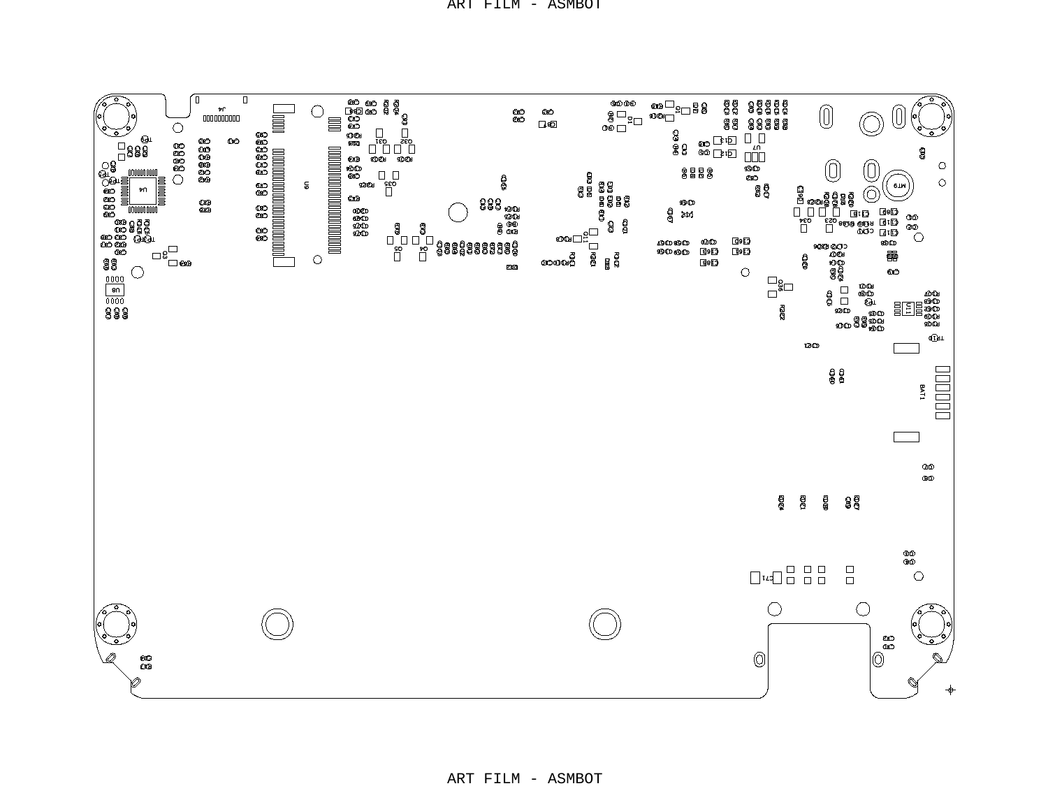ART FILM - ASMBOT

ART FILM - ASMBOT